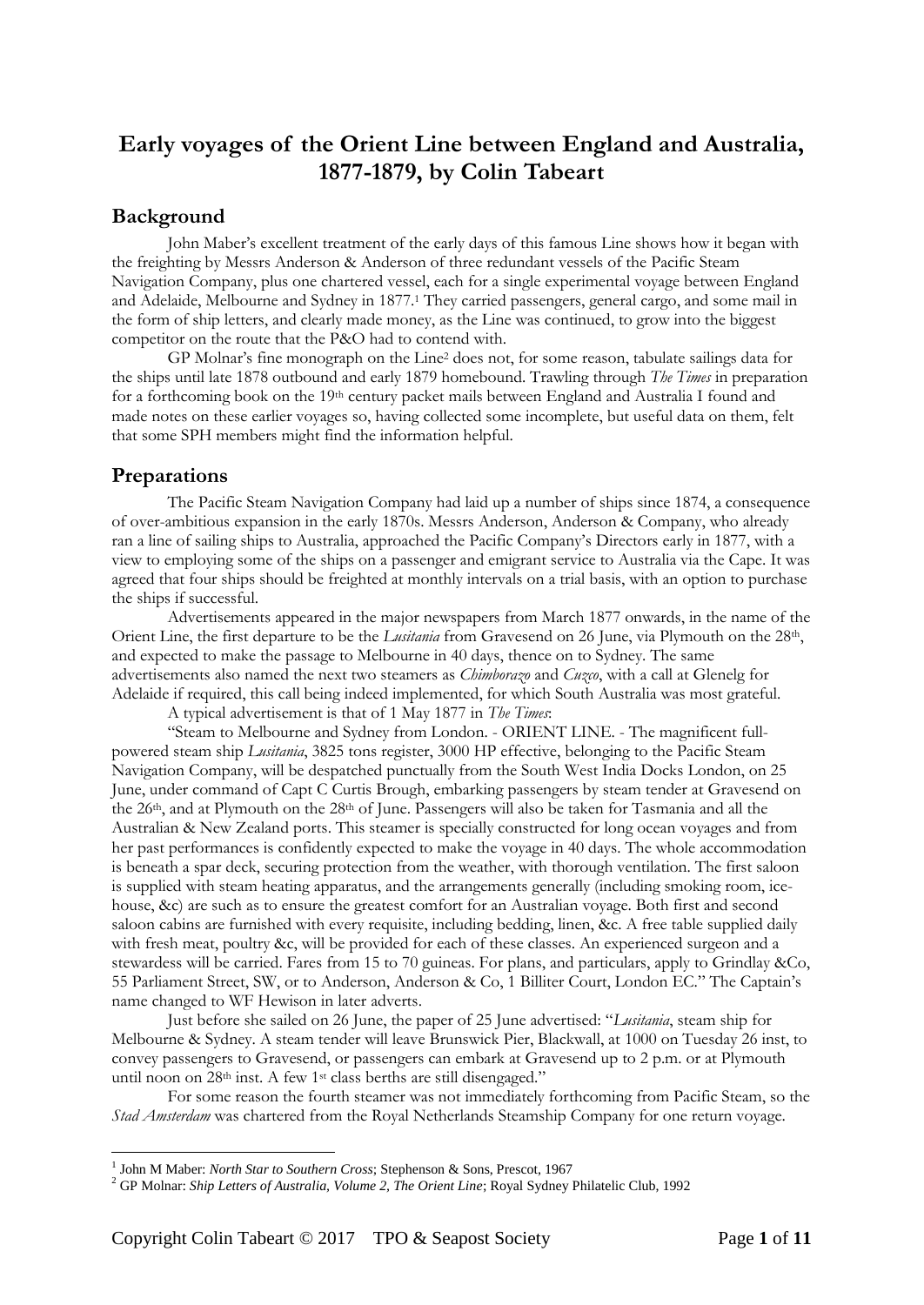# Early voyages of the Orient Line between England and Australia, 1877-1879, by Colin Tabeart

## Background

John Maber's excellent treatment of the early days of this famous Line shows how it began with the freighting by Messrs Anderson & Anderson of three redundant vessels of the Pacific Steam Navigation Company, plus one chartered vessel, each for a single experimental voyage between England and Adelaide, Melbourne and Sydney in 1877.[1] They carried passengers, general cargo, and some mail in the form of ship letters, and clearly made money, as the Line was continued, to grow into the biggest competitor on the route that the P&O had to contend with.

GP Molnar's fine monograph on the Line[2] does not, for some reason, tabulate sailings data for the ships until late 1878 outbound and early 1879 homebound. Trawling through *The Times* in preparation for a forthcoming book on the 19th century packet mails between England and Australia I found and made notes on these earlier voyages so, having collected some incomplete, but useful data on them, felt that some SPH members might find the information helpful.

## Preparations

The Pacific Steam Navigation Company had laid up a number of ships since 1874, a consequence of over-ambitious expansion in the early 1870s. Messrs Anderson, Anderson & Company, who already ran a line of sailing ships to Australia, approached the Pacific Company's Directors early in 1877, with a view to employing some of the ships on a passenger and emigrant service to Australia via the Cape. It was agreed that four ships should be freighted at monthly intervals on a trial basis, with an option to purchase the ships if successful.

Advertisements appeared in the major newspapers from March 1877 onwards, in the name of the Orient Line, the first departure to be the *Lusitania* from Gravesend on 26 June, via Plymouth on the 28th, and expected to make the passage to Melbourne in 40 days, thence on to Sydney. The same advertisements also named the next two steamers as *Chimborazo* and *Cuzco*, with a call at Glenelg for Adelaide if required, this call being indeed implemented, for which South Australia was most grateful.

A typical advertisement is that of 1 May 1877 in *The Times*:

"Steam to Melbourne and Sydney from London. - ORIENT LINE. - The magnificent full-powered steam ship *Lusitania*, 3825 tons register, 3000 HP effective, belonging to the Pacific Steam Navigation Company, will be despatched punctually from the South West India Docks London, on 25 June, under command of Capt C Curtis Brough, embarking passengers by steam tender at Gravesend on the 26th, and at Plymouth on the 28th of June. Passengers will also be taken for Tasmania and all the Australian & New Zealand ports. This steamer is specially constructed for long ocean voyages and from her past performances is confidently expected to make the voyage in 40 days. The whole accommodation is beneath a spar deck, securing protection from the weather, with thorough ventilation. The first saloon is supplied with steam heating apparatus, and the arrangements generally (including smoking room, ice-house, &c) are such as to ensure the greatest comfort for an Australian voyage. Both first and second saloon cabins are furnished with every requisite, including bedding, linen, &c. A free table supplied daily with fresh meat, poultry &c, will be provided for each of these classes. An experienced surgeon and a stewardess will be carried. Fares from 15 to 70 guineas. For plans, and particulars, apply to Grindlay &Co, 55 Parliament Street, SW, or to Anderson, Anderson & Co, 1 Billiter Court, London EC." The Captain's name changed to WF Hewison in later adverts.

Just before she sailed on 26 June, the paper of 25 June advertised: "*Lusitania*, steam ship for Melbourne & Sydney. A steam tender will leave Brunswick Pier, Blackwall, at 1000 on Tuesday 26 inst, to convey passengers to Gravesend, or passengers can embark at Gravesend up to 2 p.m. or at Plymouth until noon on 28th inst. A few 1st class berths are still disengaged."

For some reason the fourth steamer was not immediately forthcoming from Pacific Steam, so the *Stad Amsterdam* was chartered from the Royal Netherlands Steamship Company for one return voyage.

---

[1] John M Maber: *North Star to Southern Cross*; Stephenson & Sons, Prescot, 1967

[2] GP Molnar: *Ship Letters of Australia, Volume 2, The Orient Line*; Royal Sydney Philatelic Club, 1992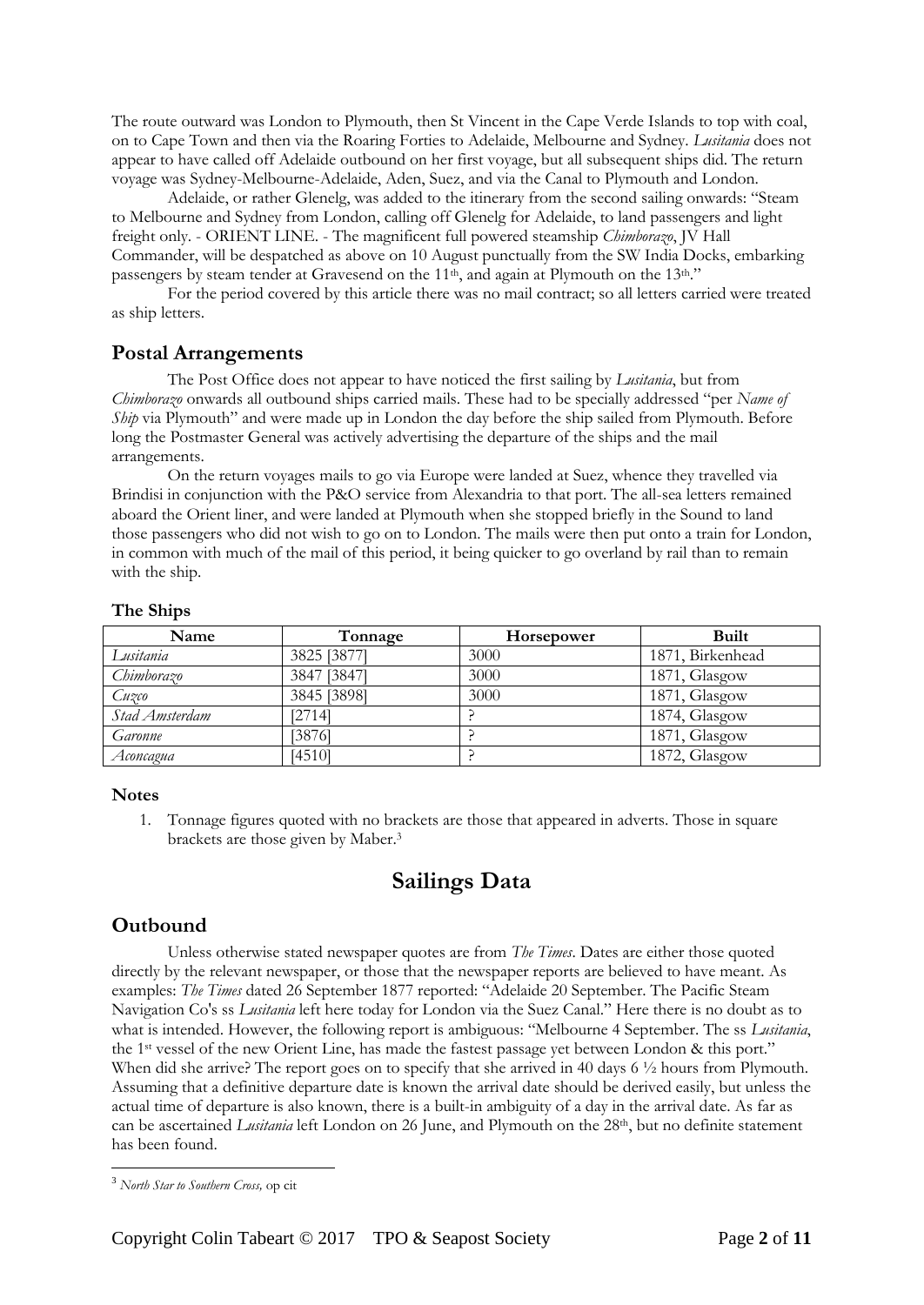The route outward was London to Plymouth, then St Vincent in the Cape Verde Islands to top with coal, on to Cape Town and then via the Roaring Forties to Adelaide, Melbourne and Sydney. *Lusitania* does not appear to have called off Adelaide outbound on her first voyage, but all subsequent ships did. The return voyage was Sydney-Melbourne-Adelaide, Aden, Suez, and via the Canal to Plymouth and London.

Adelaide, or rather Glenelg, was added to the itinerary from the second sailing onwards: "Steam to Melbourne and Sydney from London, calling off Glenelg for Adelaide, to land passengers and light freight only. - ORIENT LINE. - The magnificent full powered steamship *Chimborazo*, JV Hall Commander, will be despatched as above on 10 August punctually from the SW India Docks, embarking passengers by steam tender at Gravesend on the 11th, and again at Plymouth on the 13th."

For the period covered by this article there was no mail contract; so all letters carried were treated as ship letters.

## Postal Arrangements

The Post Office does not appear to have noticed the first sailing by *Lusitania*, but from *Chimborazo* onwards all outbound ships carried mails. These had to be specially addressed "per *Name of Ship* via Plymouth" and were made up in London the day before the ship sailed from Plymouth. Before long the Postmaster General was actively advertising the departure of the ships and the mail arrangements.

On the return voyages mails to go via Europe were landed at Suez, whence they travelled via Brindisi in conjunction with the P&O service from Alexandria to that port. The all-sea letters remained aboard the Orient liner, and were landed at Plymouth when she stopped briefly in the Sound to land those passengers who did not wish to go on to London. The mails were then put onto a train for London, in common with much of the mail of this period, it being quicker to go overland by rail than to remain with the ship.

### The Ships

| Name | Tonnage | Horsepower | Built |
|---|---|---|---|
| *Lusitania* | 3825 [3877] | 3000 | 1871, Birkenhead |
| *Chimborazo* | 3847 [3847] | 3000 | 1871, Glasgow |
| *Cuzco* | 3845 [3898] | 3000 | 1871, Glasgow |
| *Stad Amsterdam* | [2714] | ? | 1874, Glasgow |
| *Garonne* | [3876] | ? | 1871, Glasgow |
| *Aconcagua* | [4510] | ? | 1872, Glasgow |

### Notes

1. Tonnage figures quoted with no brackets are those that appeared in adverts. Those in square brackets are those given by Maber.[3]

# Sailings Data

## Outbound

Unless otherwise stated newspaper quotes are from *The Times*. Dates are either those quoted directly by the relevant newspaper, or those that the newspaper reports are believed to have meant. As examples: *The Times* dated 26 September 1877 reported: "Adelaide 20 September. The Pacific Steam Navigation Co's ss *Lusitania* left here today for London via the Suez Canal." Here there is no doubt as to what is intended. However, the following report is ambiguous: "Melbourne 4 September. The ss *Lusitania*, the 1st vessel of the new Orient Line, has made the fastest passage yet between London & this port." When did she arrive? The report goes on to specify that she arrived in 40 days 6 ½ hours from Plymouth. Assuming that a definitive departure date is known the arrival date should be derived easily, but unless the actual time of departure is also known, there is a built-in ambiguity of a day in the arrival date. As far as can be ascertained *Lusitania* left London on 26 June, and Plymouth on the 28th, but no definite statement has been found.

---

[3] *North Star to Southern Cross,* op cit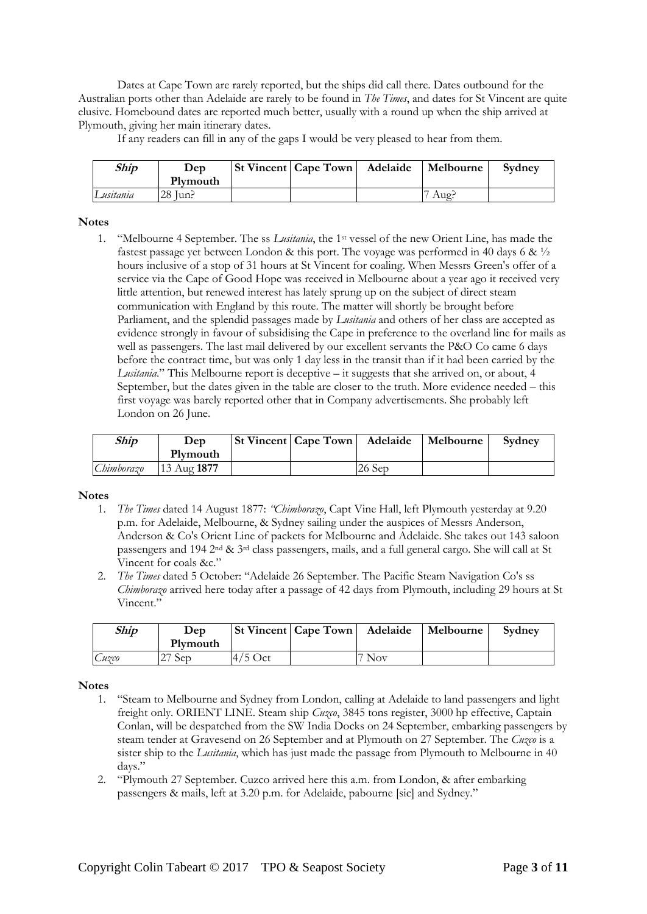Dates at Cape Town are rarely reported, but the ships did call there. Dates outbound for the Australian ports other than Adelaide are rarely to be found in *The Times*, and dates for St Vincent are quite elusive. Homebound dates are reported much better, usually with a round up when the ship arrived at Plymouth, giving her main itinerary dates.

If any readers can fill in any of the gaps I would be very pleased to hear from them.

| ***Ship*** | **Dep Plymouth** | **St Vincent** | **Cape Town** | **Adelaide** | **Melbourne** | **Sydney** |
|---|---|---|---|---|---|---|
| *Lusitania* | 28 Jun? | | | | 7 Aug? | |

**Notes**

1. "Melbourne 4 September. The ss *Lusitania*, the 1st vessel of the new Orient Line, has made the fastest passage yet between London & this port. The voyage was performed in 40 days 6 & ½ hours inclusive of a stop of 31 hours at St Vincent for coaling. When Messrs Green's offer of a service via the Cape of Good Hope was received in Melbourne about a year ago it received very little attention, but renewed interest has lately sprung up on the subject of direct steam communication with England by this route. The matter will shortly be brought before Parliament, and the splendid passages made by *Lusitania* and others of her class are accepted as evidence strongly in favour of subsidising the Cape in preference to the overland line for mails as well as passengers. The last mail delivered by our excellent servants the P&O Co came 6 days before the contract time, but was only 1 day less in the transit than if it had been carried by the *Lusitania*." This Melbourne report is deceptive – it suggests that she arrived on, or about, 4 September, but the dates given in the table are closer to the truth. More evidence needed – this first voyage was barely reported other that in Company advertisements. She probably left London on 26 June.

| ***Ship*** | **Dep Plymouth** | **St Vincent** | **Cape Town** | **Adelaide** | **Melbourne** | **Sydney** |
|---|---|---|---|---|---|---|
| *Chimborazo* | 13 Aug **1877** | | | 26 Sep | | |

**Notes**

1. *The Times* dated 14 August 1877: *"Chimborazo*, Capt Vine Hall, left Plymouth yesterday at 9.20 p.m. for Adelaide, Melbourne, & Sydney sailing under the auspices of Messrs Anderson, Anderson & Co's Orient Line of packets for Melbourne and Adelaide. She takes out 143 saloon passengers and 194 2nd & 3rd class passengers, mails, and a full general cargo. She will call at St Vincent for coals &c."
2. *The Times* dated 5 October: "Adelaide 26 September. The Pacific Steam Navigation Co's ss *Chimborazo* arrived here today after a passage of 42 days from Plymouth, including 29 hours at St Vincent."

| ***Ship*** | **Dep Plymouth** | **St Vincent** | **Cape Town** | **Adelaide** | **Melbourne** | **Sydney** |
|---|---|---|---|---|---|---|
| *Cuzco* | 27 Sep | 4/5 Oct | | 7 Nov | | |

**Notes**

1. "Steam to Melbourne and Sydney from London, calling at Adelaide to land passengers and light freight only. ORIENT LINE. Steam ship *Cuzco*, 3845 tons register, 3000 hp effective, Captain Conlan, will be despatched from the SW India Docks on 24 September, embarking passengers by steam tender at Gravesend on 26 September and at Plymouth on 27 September. The *Cuzco* is a sister ship to the *Lusitania*, which has just made the passage from Plymouth to Melbourne in 40 days."
2. "Plymouth 27 September. Cuzco arrived here this a.m. from London, & after embarking passengers & mails, left at 3.20 p.m. for Adelaide, pabourne [sic] and Sydney."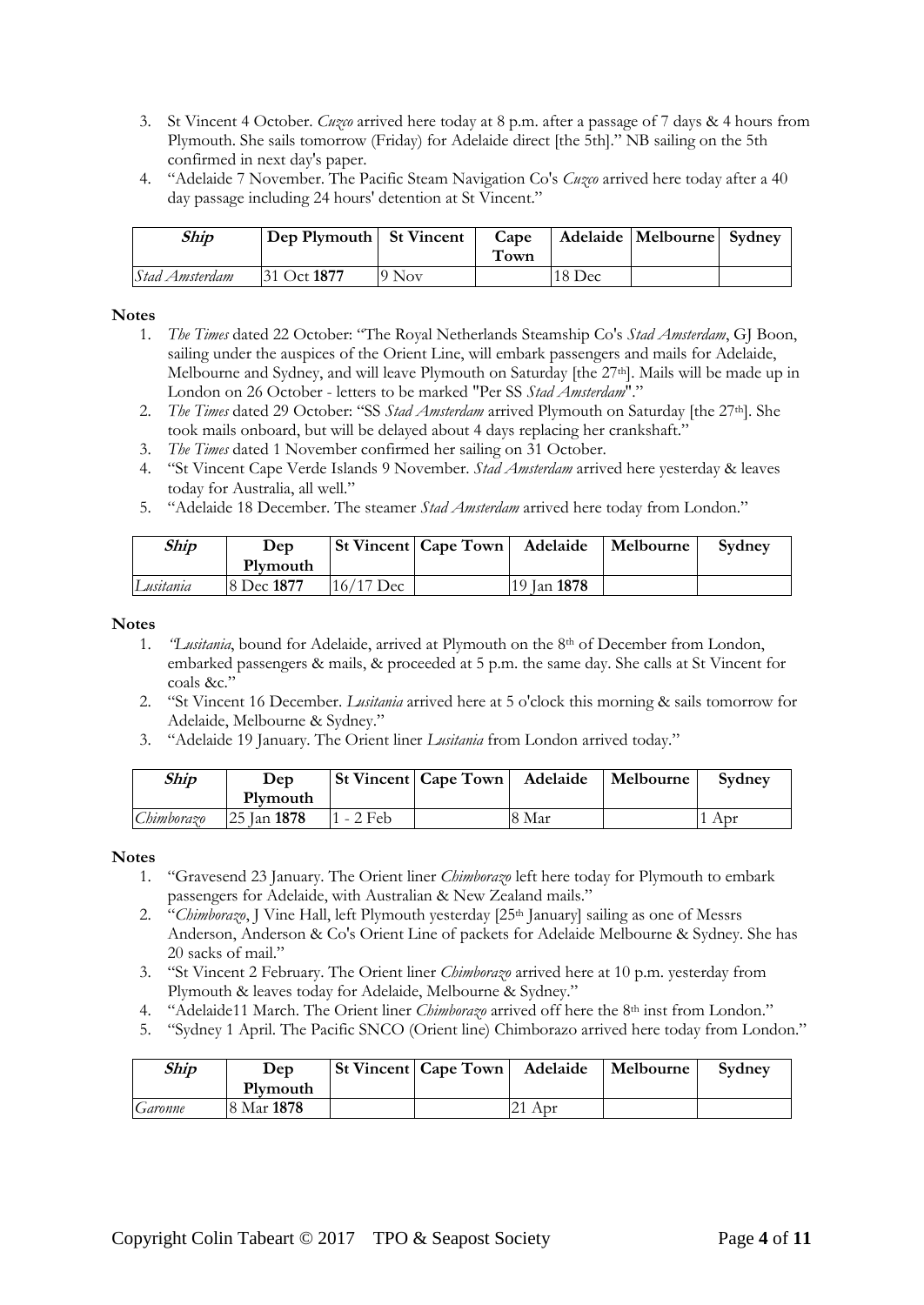3. St Vincent 4 October. *Cuzco* arrived here today at 8 p.m. after a passage of 7 days & 4 hours from Plymouth. She sails tomorrow (Friday) for Adelaide direct [the 5th]." NB sailing on the 5th confirmed in next day's paper.
4. "Adelaide 7 November. The Pacific Steam Navigation Co's *Cuzco* arrived here today after a 40 day passage including 24 hours' detention at St Vincent."

| *Ship* | Dep Plymouth | St Vincent | Cape Town | Adelaide | Melbourne | Sydney |
|---|---|---|---|---|---|---|
| *Stad Amsterdam* | 31 Oct **1877** | 9 Nov | | 18 Dec | | |

**Notes**

1. *The Times* dated 22 October: "The Royal Netherlands Steamship Co's *Stad Amsterdam*, GJ Boon, sailing under the auspices of the Orient Line, will embark passengers and mails for Adelaide, Melbourne and Sydney, and will leave Plymouth on Saturday [the 27th]. Mails will be made up in London on 26 October - letters to be marked "Per SS *Stad Amsterdam*"."
2. *The Times* dated 29 October: "SS *Stad Amsterdam* arrived Plymouth on Saturday [the 27th]. She took mails onboard, but will be delayed about 4 days replacing her crankshaft."
3. *The Times* dated 1 November confirmed her sailing on 31 October.
4. "St Vincent Cape Verde Islands 9 November. *Stad Amsterdam* arrived here yesterday & leaves today for Australia, all well."
5. "Adelaide 18 December. The steamer *Stad Amsterdam* arrived here today from London."

| *Ship* | Dep Plymouth | St Vincent | Cape Town | Adelaide | Melbourne | Sydney |
|---|---|---|---|---|---|---|
| *Lusitania* | 8 Dec **1877** | 16/17 Dec | | 19 Jan **1878** | | |

**Notes**

1. "*Lusitania*, bound for Adelaide, arrived at Plymouth on the 8th of December from London, embarked passengers & mails, & proceeded at 5 p.m. the same day. She calls at St Vincent for coals &c."
2. "St Vincent 16 December. *Lusitania* arrived here at 5 o'clock this morning & sails tomorrow for Adelaide, Melbourne & Sydney."
3. "Adelaide 19 January. The Orient liner *Lusitania* from London arrived today."

| *Ship* | Dep Plymouth | St Vincent | Cape Town | Adelaide | Melbourne | Sydney |
|---|---|---|---|---|---|---|
| *Chimborazo* | 25 Jan **1878** | 1 - 2 Feb | | 8 Mar | | 1 Apr |

**Notes**

1. "Gravesend 23 January. The Orient liner *Chimborazo* left here today for Plymouth to embark passengers for Adelaide, with Australian & New Zealand mails."
2. "*Chimborazo*, J Vine Hall, left Plymouth yesterday [25th January] sailing as one of Messrs Anderson, Anderson & Co's Orient Line of packets for Adelaide Melbourne & Sydney. She has 20 sacks of mail."
3. "St Vincent 2 February. The Orient liner *Chimborazo* arrived here at 10 p.m. yesterday from Plymouth & leaves today for Adelaide, Melbourne & Sydney."
4. "Adelaide11 March. The Orient liner *Chimborazo* arrived off here the 8th inst from London."
5. "Sydney 1 April. The Pacific SNCO (Orient line) Chimborazo arrived here today from London."

| *Ship* | Dep Plymouth | St Vincent | Cape Town | Adelaide | Melbourne | Sydney |
|---|---|---|---|---|---|---|
| *Garonne* | 8 Mar **1878** | | | 21 Apr | | |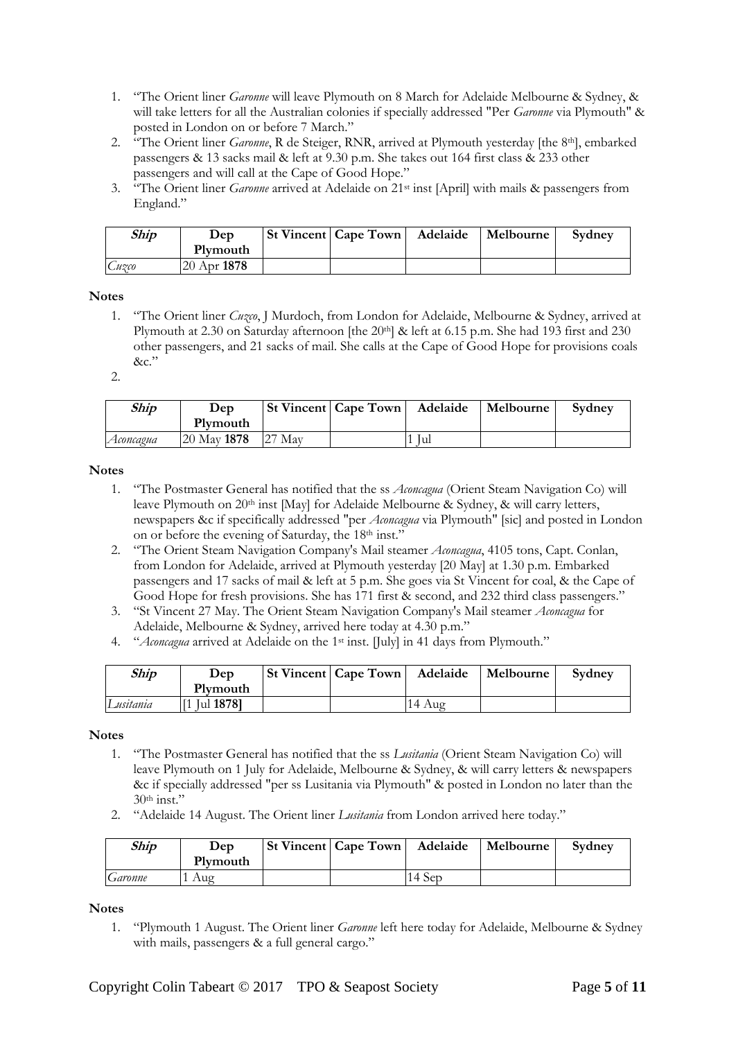1. "The Orient liner *Garonne* will leave Plymouth on 8 March for Adelaide Melbourne & Sydney, & will take letters for all the Australian colonies if specially addressed "Per *Garonne* via Plymouth" & posted in London on or before 7 March."
2. "The Orient liner *Garonne*, R de Steiger, RNR, arrived at Plymouth yesterday [the 8th], embarked passengers & 13 sacks mail & left at 9.30 p.m. She takes out 164 first class & 233 other passengers and will call at the Cape of Good Hope."
3. "The Orient liner *Garonne* arrived at Adelaide on 21st inst [April] with mails & passengers from England."

| ***Ship*** | **Dep Plymouth** | **St Vincent** | **Cape Town** | **Adelaide** | **Melbourne** | **Sydney** |
|---|---|---|---|---|---|---|
| *Cuzco* | 20 Apr **1878** | | | | | |

**Notes**

1. "The Orient liner *Cuzco*, J Murdoch, from London for Adelaide, Melbourne & Sydney, arrived at Plymouth at 2.30 on Saturday afternoon [the 20th] & left at 6.15 p.m. She had 193 first and 230 other passengers, and 21 sacks of mail. She calls at the Cape of Good Hope for provisions coals &c."
2.

| ***Ship*** | **Dep Plymouth** | **St Vincent** | **Cape Town** | **Adelaide** | **Melbourne** | **Sydney** |
|---|---|---|---|---|---|---|
| *Aconcagua* | 20 May **1878** | 27 May | | 1 Jul | | |

**Notes**

1. "The Postmaster General has notified that the ss *Aconcagua* (Orient Steam Navigation Co) will leave Plymouth on 20th inst [May] for Adelaide Melbourne & Sydney, & will carry letters, newspapers &c if specifically addressed "per *Aconcagua* via Plymouth" [sic] and posted in London on or before the evening of Saturday, the 18th inst."
2. "The Orient Steam Navigation Company's Mail steamer *Aconcagua*, 4105 tons, Capt. Conlan, from London for Adelaide, arrived at Plymouth yesterday [20 May] at 1.30 p.m. Embarked passengers and 17 sacks of mail & left at 5 p.m. She goes via St Vincent for coal, & the Cape of Good Hope for fresh provisions. She has 171 first & second, and 232 third class passengers."
3. "St Vincent 27 May. The Orient Steam Navigation Company's Mail steamer *Aconcagua* for Adelaide, Melbourne & Sydney, arrived here today at 4.30 p.m."
4. "*Aconcagua* arrived at Adelaide on the 1st inst. [July] in 41 days from Plymouth."

| ***Ship*** | **Dep Plymouth** | **St Vincent** | **Cape Town** | **Adelaide** | **Melbourne** | **Sydney** |
|---|---|---|---|---|---|---|
| *Lusitania* | [1 Jul **1878]** | | | 14 Aug | | |

**Notes**

1. "The Postmaster General has notified that the ss *Lusitania* (Orient Steam Navigation Co) will leave Plymouth on 1 July for Adelaide, Melbourne & Sydney, & will carry letters & newspapers &c if specially addressed "per ss Lusitania via Plymouth" & posted in London no later than the 30th inst."
2. "Adelaide 14 August. The Orient liner *Lusitania* from London arrived here today."

| ***Ship*** | **Dep Plymouth** | **St Vincent** | **Cape Town** | **Adelaide** | **Melbourne** | **Sydney** |
|---|---|---|---|---|---|---|
| *Garonne* | 1 Aug | | | 14 Sep | | |

**Notes**

1. "Plymouth 1 August. The Orient liner *Garonne* left here today for Adelaide, Melbourne & Sydney with mails, passengers & a full general cargo."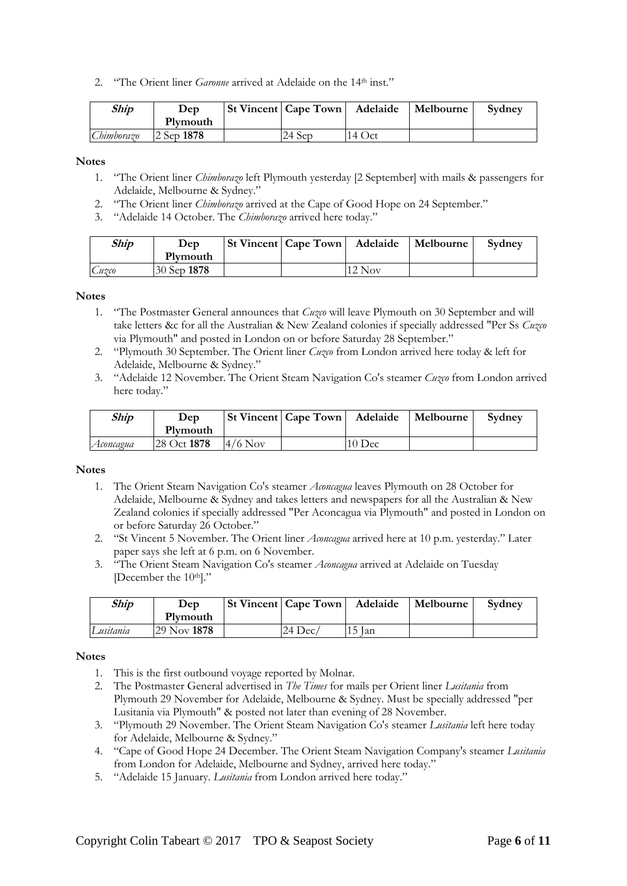2. "The Orient liner *Garonne* arrived at Adelaide on the 14th inst."

| *Ship* | Dep Plymouth | St Vincent | Cape Town | Adelaide | Melbourne | Sydney |
|---|---|---|---|---|---|---|
| *Chimborazo* | 2 Sep **1878** | | 24 Sep | 14 Oct | | |

**Notes**

1. "The Orient liner *Chimborazo* left Plymouth yesterday [2 September] with mails & passengers for Adelaide, Melbourne & Sydney."
2. "The Orient liner *Chimborazo* arrived at the Cape of Good Hope on 24 September."
3. "Adelaide 14 October. The *Chimborazo* arrived here today."

| *Ship* | Dep Plymouth | St Vincent | Cape Town | Adelaide | Melbourne | Sydney |
|---|---|---|---|---|---|---|
| *Cuzco* | 30 Sep **1878** | | | 12 Nov | | |

**Notes**

1. "The Postmaster General announces that *Cuzco* will leave Plymouth on 30 September and will take letters &c for all the Australian & New Zealand colonies if specially addressed "Per Ss *Cuzco* via Plymouth" and posted in London on or before Saturday 28 September."
2. "Plymouth 30 September. The Orient liner *Cuzco* from London arrived here today & left for Adelaide, Melbourne & Sydney."
3. "Adelaide 12 November. The Orient Steam Navigation Co's steamer *Cuzco* from London arrived here today."

| *Ship* | Dep Plymouth | St Vincent | Cape Town | Adelaide | Melbourne | Sydney |
|---|---|---|---|---|---|---|
| *Aconcagua* | 28 Oct **1878** | 4/6 Nov | | 10 Dec | | |

**Notes**

1. The Orient Steam Navigation Co's steamer *Aconcagua* leaves Plymouth on 28 October for Adelaide, Melbourne & Sydney and takes letters and newspapers for all the Australian & New Zealand colonies if specially addressed "Per Aconcagua via Plymouth" and posted in London on or before Saturday 26 October."
2. "St Vincent 5 November. The Orient liner *Aconcagua* arrived here at 10 p.m. yesterday." Later paper says she left at 6 p.m. on 6 November.
3. "The Orient Steam Navigation Co's steamer *Aconcagua* arrived at Adelaide on Tuesday [December the 10th]."

| *Ship* | Dep Plymouth | St Vincent | Cape Town | Adelaide | Melbourne | Sydney |
|---|---|---|---|---|---|---|
| *Lusitania* | 29 Nov **1878** | | 24 Dec/ | 15 Jan | | |

**Notes**

1. This is the first outbound voyage reported by Molnar.
2. The Postmaster General advertised in *The Times* for mails per Orient liner *Lusitania* from Plymouth 29 November for Adelaide, Melbourne & Sydney. Must be specially addressed "per Lusitania via Plymouth" & posted not later than evening of 28 November.
3. "Plymouth 29 November. The Orient Steam Navigation Co's steamer *Lusitania* left here today for Adelaide, Melbourne & Sydney."
4. "Cape of Good Hope 24 December. The Orient Steam Navigation Company's steamer *Lusitania* from London for Adelaide, Melbourne and Sydney, arrived here today."
5. "Adelaide 15 January. *Lusitania* from London arrived here today."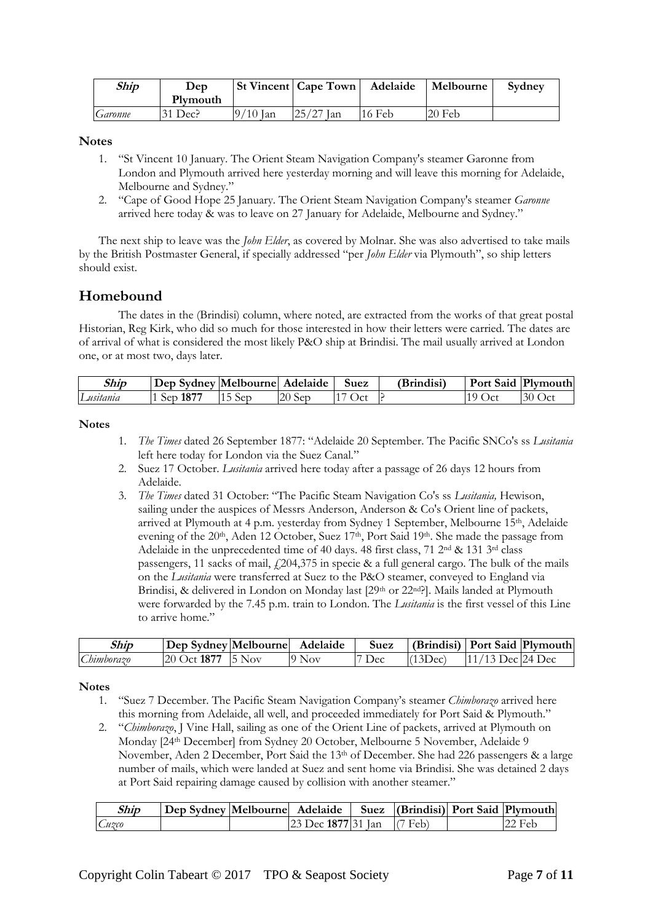| *Ship* | Dep Plymouth | St Vincent | Cape Town | Adelaide | Melbourne | Sydney |
|---|---|---|---|---|---|---|
| *Garonne* | 31 Dec? | 9/10 Jan | 25/27 Jan | 16 Feb | 20 Feb | |

**Notes**

1. "St Vincent 10 January. The Orient Steam Navigation Company's steamer Garonne from London and Plymouth arrived here yesterday morning and will leave this morning for Adelaide, Melbourne and Sydney."
2. "Cape of Good Hope 25 January. The Orient Steam Navigation Company's steamer *Garonne* arrived here today & was to leave on 27 January for Adelaide, Melbourne and Sydney."

The next ship to leave was the *John Elder*, as covered by Molnar. She was also advertised to take mails by the British Postmaster General, if specially addressed "per *John Elder* via Plymouth", so ship letters should exist.

## Homebound

The dates in the (Brindisi) column, where noted, are extracted from the works of that great postal Historian, Reg Kirk, who did so much for those interested in how their letters were carried. The dates are of arrival of what is considered the most likely P&O ship at Brindisi. The mail usually arrived at London one, or at most two, days later.

| *Ship* | Dep Sydney | Melbourne | Adelaide | Suez | (Brindisi) | Port Said | Plymouth |
|---|---|---|---|---|---|---|---|
| *Lusitania* | 1 Sep **1877** | 15 Sep | 20 Sep | 17 Oct | ? | 19 Oct | 30 Oct |

**Notes**

1. *The Times* dated 26 September 1877: "Adelaide 20 September. The Pacific SNCo's ss *Lusitania* left here today for London via the Suez Canal."
2. Suez 17 October. *Lusitania* arrived here today after a passage of 26 days 12 hours from Adelaide.
3. *The Times* dated 31 October: "The Pacific Steam Navigation Co's ss *Lusitania,* Hewison, sailing under the auspices of Messrs Anderson, Anderson & Co's Orient line of packets, arrived at Plymouth at 4 p.m. yesterday from Sydney 1 September, Melbourne 15th, Adelaide evening of the 20th, Aden 12 October, Suez 17th, Port Said 19th. She made the passage from Adelaide in the unprecedented time of 40 days. 48 first class, 71 2nd & 131 3rd class passengers, 11 sacks of mail, £204,375 in specie & a full general cargo. The bulk of the mails on the *Lusitania* were transferred at Suez to the P&O steamer, conveyed to England via Brindisi, & delivered in London on Monday last [29th or 22nd?]. Mails landed at Plymouth were forwarded by the 7.45 p.m. train to London. The *Lusitania* is the first vessel of this Line to arrive home."

| *Ship* | Dep Sydney | Melbourne | Adelaide | Suez | (Brindisi) | Port Said | Plymouth |
|---|---|---|---|---|---|---|---|
| *Chimborazo* | 20 Oct **1877** | 5 Nov | 9 Nov | 7 Dec | (13Dec) | 11/13 Dec | 24 Dec |

**Notes**

1. "Suez 7 December. The Pacific Steam Navigation Company's steamer *Chimborazo* arrived here this morning from Adelaide, all well, and proceeded immediately for Port Said & Plymouth."
2. "*Chimborazo*, J Vine Hall, sailing as one of the Orient Line of packets, arrived at Plymouth on Monday [24th December] from Sydney 20 October, Melbourne 5 November, Adelaide 9 November, Aden 2 December, Port Said the 13th of December. She had 226 passengers & a large number of mails, which were landed at Suez and sent home via Brindisi. She was detained 2 days at Port Said repairing damage caused by collision with another steamer."

| *Ship* | Dep Sydney | Melbourne | Adelaide | Suez | (Brindisi) | Port Said | Plymouth |
|---|---|---|---|---|---|---|---|
| *Cuzco* | | | 23 Dec **1877** | 31 Jan | (7 Feb) | | 22 Feb |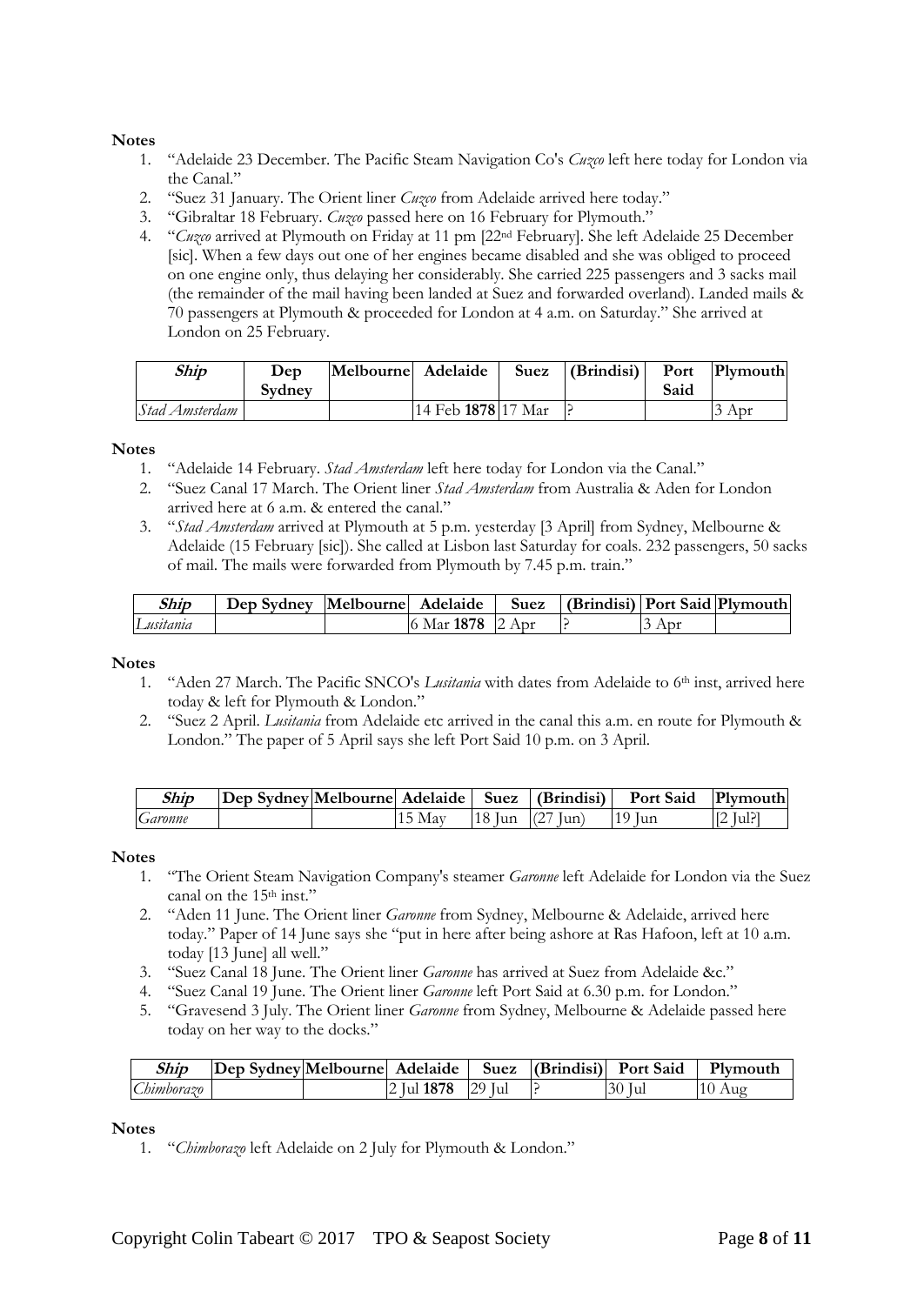**Notes**

1. "Adelaide 23 December. The Pacific Steam Navigation Co's *Cuzco* left here today for London via the Canal."
2. "Suez 31 January. The Orient liner *Cuzco* from Adelaide arrived here today."
3. "Gibraltar 18 February. *Cuzco* passed here on 16 February for Plymouth."
4. "*Cuzco* arrived at Plymouth on Friday at 11 pm [22nd February]. She left Adelaide 25 December [sic]. When a few days out one of her engines became disabled and she was obliged to proceed on one engine only, thus delaying her considerably. She carried 225 passengers and 3 sacks mail (the remainder of the mail having been landed at Suez and forwarded overland). Landed mails & 70 passengers at Plymouth & proceeded for London at 4 a.m. on Saturday." She arrived at London on 25 February.

| *Ship* | Dep Sydney | Melbourne | Adelaide | Suez | (Brindisi) | Port Said | Plymouth |
|---|---|---|---|---|---|---|---|
| *Stad Amsterdam* | | | 14 Feb **1878** | 17 Mar | ? | | 3 Apr |

**Notes**

1. "Adelaide 14 February. *Stad Amsterdam* left here today for London via the Canal."
2. "Suez Canal 17 March. The Orient liner *Stad Amsterdam* from Australia & Aden for London arrived here at 6 a.m. & entered the canal."
3. "*Stad Amsterdam* arrived at Plymouth at 5 p.m. yesterday [3 April] from Sydney, Melbourne & Adelaide (15 February [sic]). She called at Lisbon last Saturday for coals. 232 passengers, 50 sacks of mail. The mails were forwarded from Plymouth by 7.45 p.m. train."

| *Ship* | Dep Sydney | Melbourne | Adelaide | Suez | (Brindisi) | Port Said | Plymouth |
|---|---|---|---|---|---|---|---|
| *Lusitania* | | | 6 Mar **1878** | 2 Apr | ? | 3 Apr | |

**Notes**

1. "Aden 27 March. The Pacific SNCO's *Lusitania* with dates from Adelaide to 6th inst, arrived here today & left for Plymouth & London."
2. "Suez 2 April. *Lusitania* from Adelaide etc arrived in the canal this a.m. en route for Plymouth & London." The paper of 5 April says she left Port Said 10 p.m. on 3 April.

| *Ship* | Dep Sydney | Melbourne | Adelaide | Suez | (Brindisi) | Port Said | Plymouth |
|---|---|---|---|---|---|---|---|
| *Garonne* | | | 15 May | 18 Jun | (27 Jun) | 19 Jun | [2 Jul?] |

**Notes**

1. "The Orient Steam Navigation Company's steamer *Garonne* left Adelaide for London via the Suez canal on the 15th inst."
2. "Aden 11 June. The Orient liner *Garonne* from Sydney, Melbourne & Adelaide, arrived here today." Paper of 14 June says she "put in here after being ashore at Ras Hafoon, left at 10 a.m. today [13 June] all well."
3. "Suez Canal 18 June. The Orient liner *Garonne* has arrived at Suez from Adelaide &c."
4. "Suez Canal 19 June. The Orient liner *Garonne* left Port Said at 6.30 p.m. for London."
5. "Gravesend 3 July. The Orient liner *Garonne* from Sydney, Melbourne & Adelaide passed here today on her way to the docks."

| *Ship* | Dep Sydney | Melbourne | Adelaide | Suez | (Brindisi) | Port Said | Plymouth |
|---|---|---|---|---|---|---|---|
| *Chimborazo* | | | 2 Jul **1878** | 29 Jul | ? | 30 Jul | 10 Aug |

**Notes**

1. "*Chimborazo* left Adelaide on 2 July for Plymouth & London."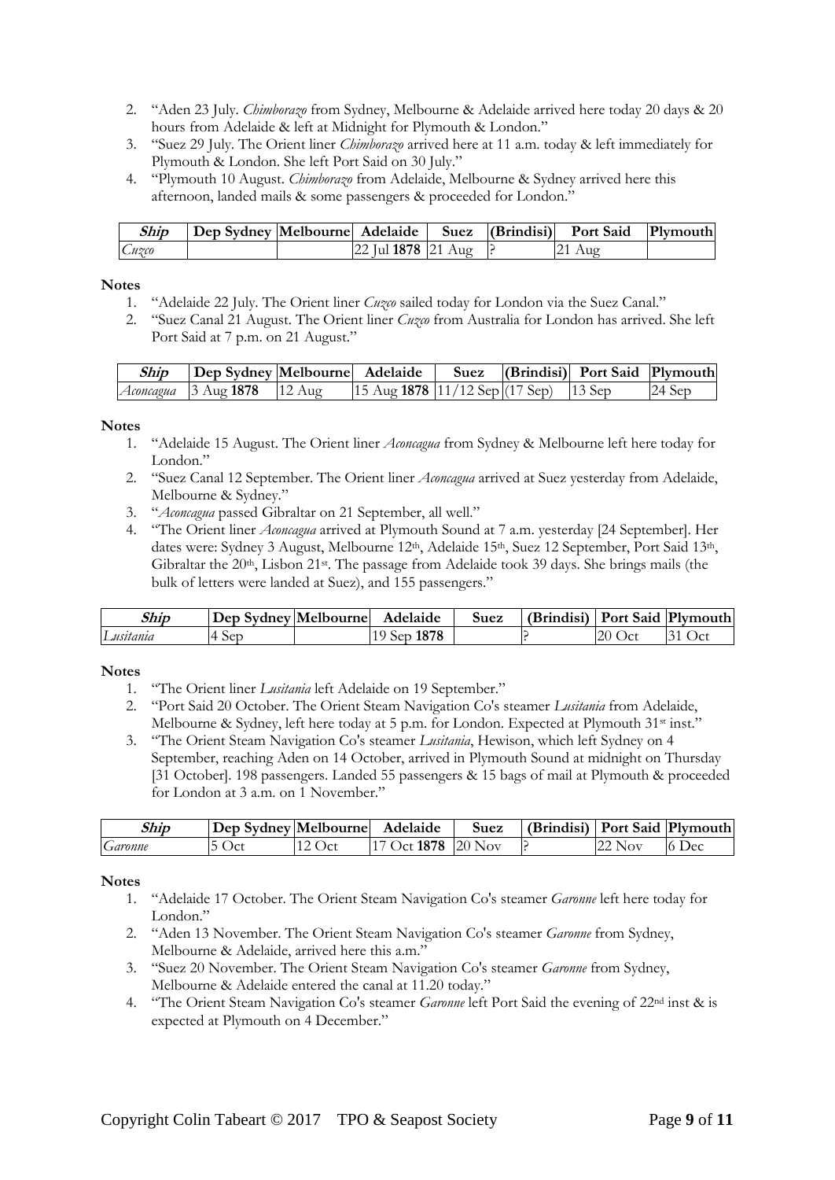2. "Aden 23 July. *Chimborazo* from Sydney, Melbourne & Adelaide arrived here today 20 days & 20 hours from Adelaide & left at Midnight for Plymouth & London."
3. "Suez 29 July. The Orient liner *Chimborazo* arrived here at 11 a.m. today & left immediately for Plymouth & London. She left Port Said on 30 July."
4. "Plymouth 10 August. *Chimborazo* from Adelaide, Melbourne & Sydney arrived here this afternoon, landed mails & some passengers & proceeded for London."

| *Ship* | Dep Sydney | Melbourne | Adelaide | Suez | (Brindisi) | Port Said | Plymouth |
|---|---|---|---|---|---|---|---|
| *Cuzco* | | | 22 Jul **1878** | 21 Aug | ? | 21 Aug | |

**Notes**

1. "Adelaide 22 July. The Orient liner *Cuzco* sailed today for London via the Suez Canal."
2. "Suez Canal 21 August. The Orient liner *Cuzco* from Australia for London has arrived. She left Port Said at 7 p.m. on 21 August."

| *Ship* | Dep Sydney | Melbourne | Adelaide | Suez | (Brindisi) | Port Said | Plymouth |
|---|---|---|---|---|---|---|---|
| *Aconcagua* | 3 Aug **1878** | 12 Aug | 15 Aug **1878** | 11/12 Sep | (17 Sep) | 13 Sep | 24 Sep |

**Notes**

1. "Adelaide 15 August. The Orient liner *Aconcagua* from Sydney & Melbourne left here today for London."
2. "Suez Canal 12 September. The Orient liner *Aconcagua* arrived at Suez yesterday from Adelaide, Melbourne & Sydney."
3. "*Aconcagua* passed Gibraltar on 21 September, all well."
4. "The Orient liner *Aconcagua* arrived at Plymouth Sound at 7 a.m. yesterday [24 September]. Her dates were: Sydney 3 August, Melbourne 12th, Adelaide 15th, Suez 12 September, Port Said 13th, Gibraltar the 20th, Lisbon 21st. The passage from Adelaide took 39 days. She brings mails (the bulk of letters were landed at Suez), and 155 passengers."

| *Ship* | Dep Sydney | Melbourne | Adelaide | Suez | (Brindisi) | Port Said | Plymouth |
|---|---|---|---|---|---|---|---|
| *Lusitania* | 4 Sep | | 19 Sep **1878** | | ? | 20 Oct | 31 Oct |

**Notes**

1. "The Orient liner *Lusitania* left Adelaide on 19 September."
2. "Port Said 20 October. The Orient Steam Navigation Co's steamer *Lusitania* from Adelaide, Melbourne & Sydney, left here today at 5 p.m. for London. Expected at Plymouth 31st inst."
3. "The Orient Steam Navigation Co's steamer *Lusitania*, Hewison, which left Sydney on 4 September, reaching Aden on 14 October, arrived in Plymouth Sound at midnight on Thursday [31 October]. 198 passengers. Landed 55 passengers & 15 bags of mail at Plymouth & proceeded for London at 3 a.m. on 1 November."

| *Ship* | Dep Sydney | Melbourne | Adelaide | Suez | (Brindisi) | Port Said | Plymouth |
|---|---|---|---|---|---|---|---|
| *Garonne* | 5 Oct | 12 Oct | 17 Oct **1878** | 20 Nov | ? | 22 Nov | 6 Dec |

**Notes**

1. "Adelaide 17 October. The Orient Steam Navigation Co's steamer *Garonne* left here today for London."
2. "Aden 13 November. The Orient Steam Navigation Co's steamer *Garonne* from Sydney, Melbourne & Adelaide, arrived here this a.m."
3. "Suez 20 November. The Orient Steam Navigation Co's steamer *Garonne* from Sydney, Melbourne & Adelaide entered the canal at 11.20 today."
4. "The Orient Steam Navigation Co's steamer *Garonne* left Port Said the evening of 22nd inst & is expected at Plymouth on 4 December."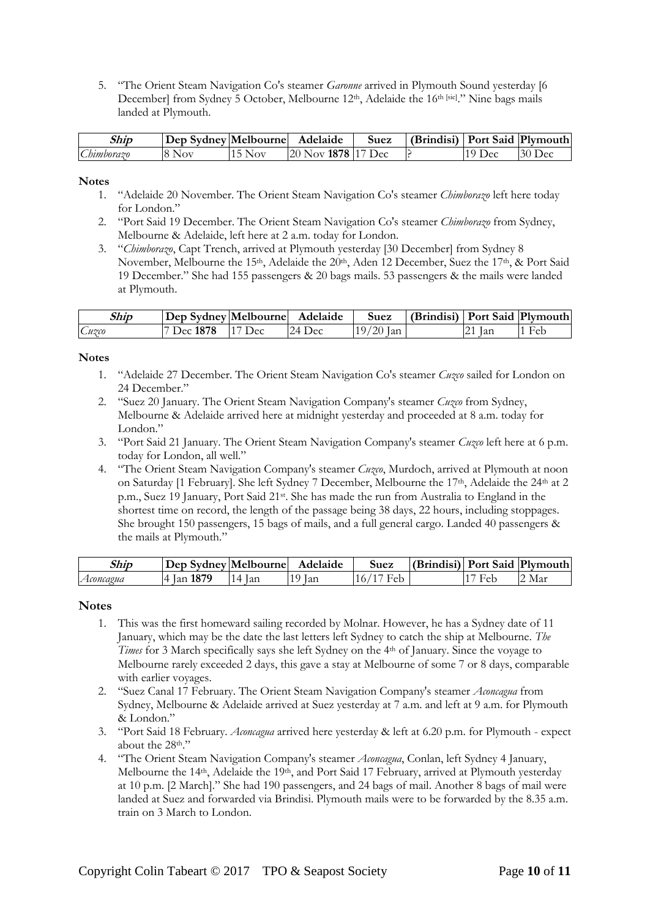5. "The Orient Steam Navigation Co's steamer *Garonne* arrived in Plymouth Sound yesterday [6 December] from Sydney 5 October, Melbourne 12th, Adelaide the 16th [sic]." Nine bags mails landed at Plymouth.

| *Ship* | Dep Sydney | Melbourne | Adelaide | Suez | (Brindisi) | Port Said | Plymouth |
|---|---|---|---|---|---|---|---|
| *Chimborazo* | 8 Nov | 15 Nov | 20 Nov **1878** | 17 Dec | ? | 19 Dec | 30 Dec |

**Notes**

1. "Adelaide 20 November. The Orient Steam Navigation Co's steamer *Chimborazo* left here today for London."
2. "Port Said 19 December. The Orient Steam Navigation Co's steamer *Chimborazo* from Sydney, Melbourne & Adelaide, left here at 2 a.m. today for London.
3. "*Chimborazo*, Capt Trench, arrived at Plymouth yesterday [30 December] from Sydney 8 November, Melbourne the 15th, Adelaide the 20th, Aden 12 December, Suez the 17th, & Port Said 19 December." She had 155 passengers & 20 bags mails. 53 passengers & the mails were landed at Plymouth.

| *Ship* | Dep Sydney | Melbourne | Adelaide | Suez | (Brindisi) | Port Said | Plymouth |
|---|---|---|---|---|---|---|---|
| *Cuzco* | 7 Dec **1878** | 17 Dec | 24 Dec | 19/20 Jan | | 21 Jan | 1 Feb |

**Notes**

1. "Adelaide 27 December. The Orient Steam Navigation Co's steamer *Cuzco* sailed for London on 24 December."
2. "Suez 20 January. The Orient Steam Navigation Company's steamer *Cuzco* from Sydney, Melbourne & Adelaide arrived here at midnight yesterday and proceeded at 8 a.m. today for London."
3. "Port Said 21 January. The Orient Steam Navigation Company's steamer *Cuzco* left here at 6 p.m. today for London, all well."
4. "The Orient Steam Navigation Company's steamer *Cuzco*, Murdoch, arrived at Plymouth at noon on Saturday [1 February]. She left Sydney 7 December, Melbourne the 17th, Adelaide the 24th at 2 p.m., Suez 19 January, Port Said 21st. She has made the run from Australia to England in the shortest time on record, the length of the passage being 38 days, 22 hours, including stoppages. She brought 150 passengers, 15 bags of mails, and a full general cargo. Landed 40 passengers & the mails at Plymouth."

| *Ship* | Dep Sydney | Melbourne | Adelaide | Suez | (Brindisi) | Port Said | Plymouth |
|---|---|---|---|---|---|---|---|
| *Aconcagua* | 4 Jan **1879** | 14 Jan | 19 Jan | 16/17 Feb | | 17 Feb | 2 Mar |

**Notes**

1. This was the first homeward sailing recorded by Molnar. However, he has a Sydney date of 11 January, which may be the date the last letters left Sydney to catch the ship at Melbourne. *The Times* for 3 March specifically says she left Sydney on the 4th of January. Since the voyage to Melbourne rarely exceeded 2 days, this gave a stay at Melbourne of some 7 or 8 days, comparable with earlier voyages.
2. "Suez Canal 17 February. The Orient Steam Navigation Company's steamer *Aconcagua* from Sydney, Melbourne & Adelaide arrived at Suez yesterday at 7 a.m. and left at 9 a.m. for Plymouth & London."
3. "Port Said 18 February. *Aconcagua* arrived here yesterday & left at 6.20 p.m. for Plymouth - expect about the 28th."
4. "The Orient Steam Navigation Company's steamer *Aconcagua*, Conlan, left Sydney 4 January, Melbourne the 14th, Adelaide the 19th, and Port Said 17 February, arrived at Plymouth yesterday at 10 p.m. [2 March]." She had 190 passengers, and 24 bags of mail. Another 8 bags of mail were landed at Suez and forwarded via Brindisi. Plymouth mails were to be forwarded by the 8.35 a.m. train on 3 March to London.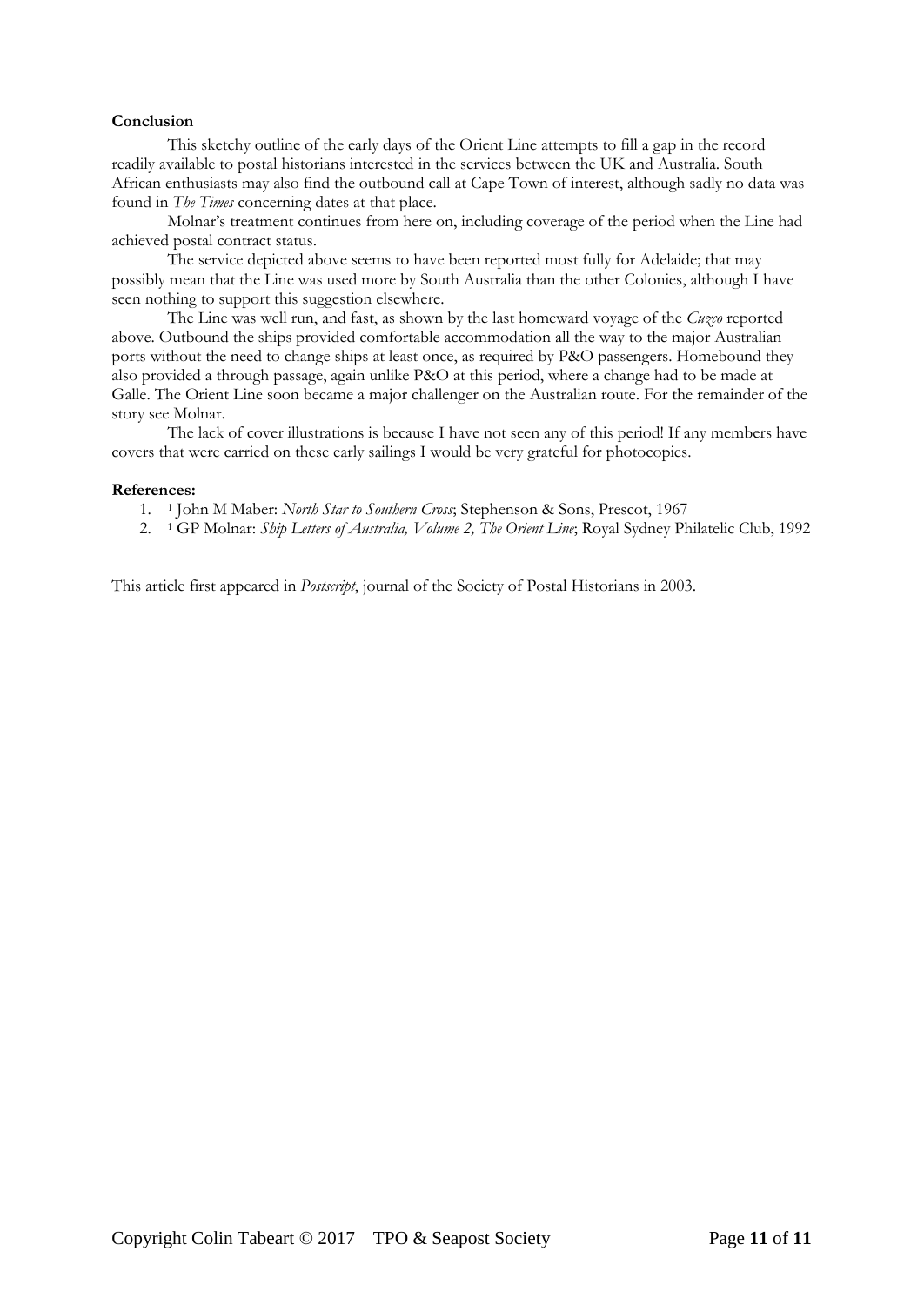**Conclusion**

This sketchy outline of the early days of the Orient Line attempts to fill a gap in the record readily available to postal historians interested in the services between the UK and Australia. South African enthusiasts may also find the outbound call at Cape Town of interest, although sadly no data was found in *The Times* concerning dates at that place.

Molnar's treatment continues from here on, including coverage of the period when the Line had achieved postal contract status.

The service depicted above seems to have been reported most fully for Adelaide; that may possibly mean that the Line was used more by South Australia than the other Colonies, although I have seen nothing to support this suggestion elsewhere.

The Line was well run, and fast, as shown by the last homeward voyage of the *Cuzco* reported above. Outbound the ships provided comfortable accommodation all the way to the major Australian ports without the need to change ships at least once, as required by P&O passengers. Homebound they also provided a through passage, again unlike P&O at this period, where a change had to be made at Galle. The Orient Line soon became a major challenger on the Australian route. For the remainder of the story see Molnar.

The lack of cover illustrations is because I have not seen any of this period! If any members have covers that were carried on these early sailings I would be very grateful for photocopies.

**References:**

1. [1] John M Maber: *North Star to Southern Cross*; Stephenson & Sons, Prescot, 1967
2. [1] GP Molnar: *Ship Letters of Australia, Volume 2, The Orient Line*; Royal Sydney Philatelic Club, 1992

This article first appeared in *Postscript*, journal of the Society of Postal Historians in 2003.

Copyright Colin Tabeart © 2017 TPO & Seapost Society